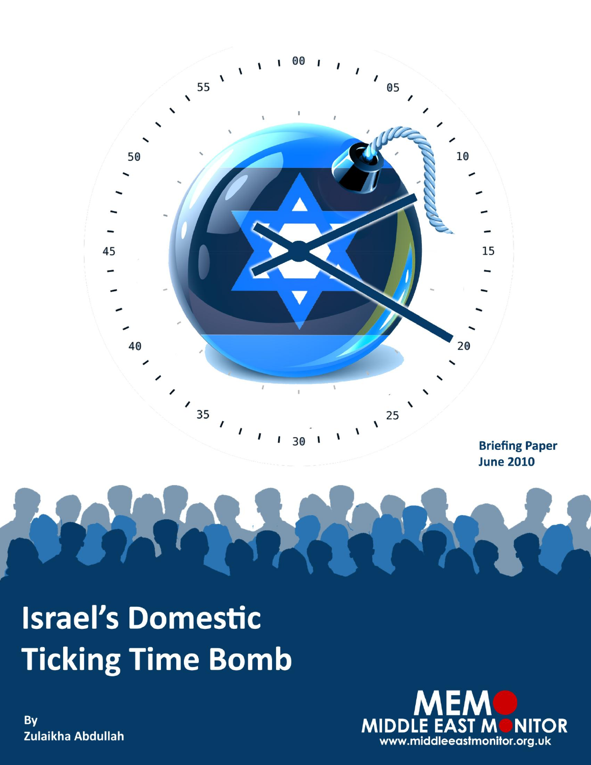Briefing Paper
June 2010

# Israel's Domestic Ticking Time Bomb

By
Zulaikha Abdullah

MEMO
MIDDLE EAST MONITOR
www.middleeastmonitor.org.uk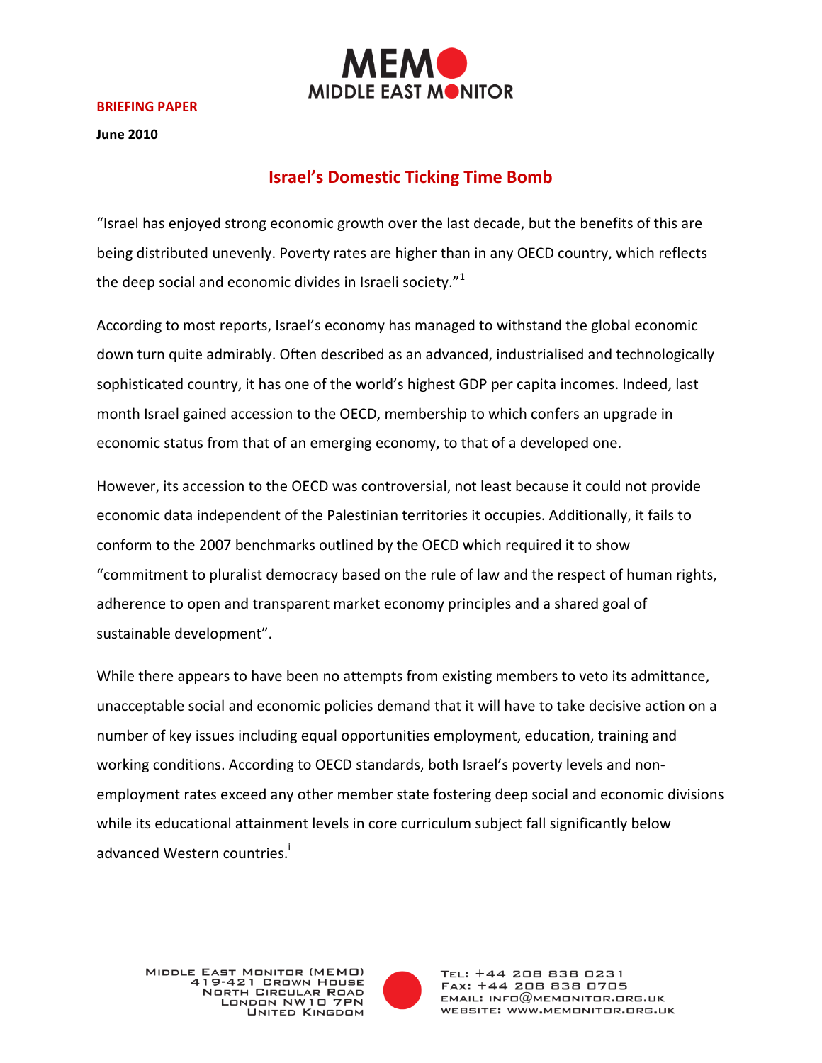**BRIEFING PAPER**

**June 2010**

## Israel's Domestic Ticking Time Bomb

"Israel has enjoyed strong economic growth over the last decade, but the benefits of this are being distributed unevenly. Poverty rates are higher than in any OECD country, which reflects the deep social and economic divides in Israeli society."[1]

According to most reports, Israel's economy has managed to withstand the global economic down turn quite admirably. Often described as an advanced, industrialised and technologically sophisticated country, it has one of the world's highest GDP per capita incomes. Indeed, last month Israel gained accession to the OECD, membership to which confers an upgrade in economic status from that of an emerging economy, to that of a developed one.

However, its accession to the OECD was controversial, not least because it could not provide economic data independent of the Palestinian territories it occupies. Additionally, it fails to conform to the 2007 benchmarks outlined by the OECD which required it to show "commitment to pluralist democracy based on the rule of law and the respect of human rights, adherence to open and transparent market economy principles and a shared goal of sustainable development".

While there appears to have been no attempts from existing members to veto its admittance, unacceptable social and economic policies demand that it will have to take decisive action on a number of key issues including equal opportunities employment, education, training and working conditions. According to OECD standards, both Israel's poverty levels and non-employment rates exceed any other member state fostering deep social and economic divisions while its educational attainment levels in core curriculum subject fall significantly below advanced Western countries.[i]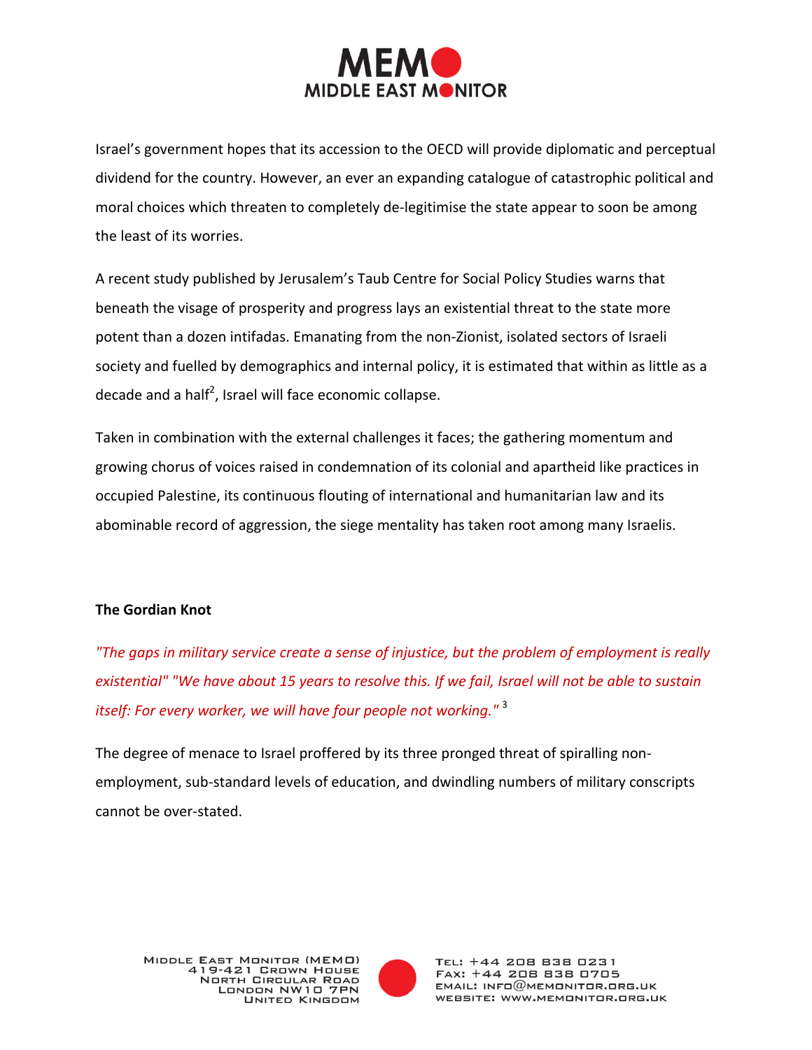Israel's government hopes that its accession to the OECD will provide diplomatic and perceptual dividend for the country. However, an ever an expanding catalogue of catastrophic political and moral choices which threaten to completely de-legitimise the state appear to soon be among the least of its worries.

A recent study published by Jerusalem's Taub Centre for Social Policy Studies warns that beneath the visage of prosperity and progress lays an existential threat to the state more potent than a dozen intifadas. Emanating from the non-Zionist, isolated sectors of Israeli society and fuelled by demographics and internal policy, it is estimated that within as little as a decade and a half[2], Israel will face economic collapse.

Taken in combination with the external challenges it faces; the gathering momentum and growing chorus of voices raised in condemnation of its colonial and apartheid like practices in occupied Palestine, its continuous flouting of international and humanitarian law and its abominable record of aggression, the siege mentality has taken root among many Israelis.

**The Gordian Knot**

*"The gaps in military service create a sense of injustice, but the problem of employment is really existential" "We have about 15 years to resolve this. If we fail, Israel will not be able to sustain itself: For every worker, we will have four people not working."* [3]

The degree of menace to Israel proffered by its three pronged threat of spiralling non-employment, sub-standard levels of education, and dwindling numbers of military conscripts cannot be over-stated.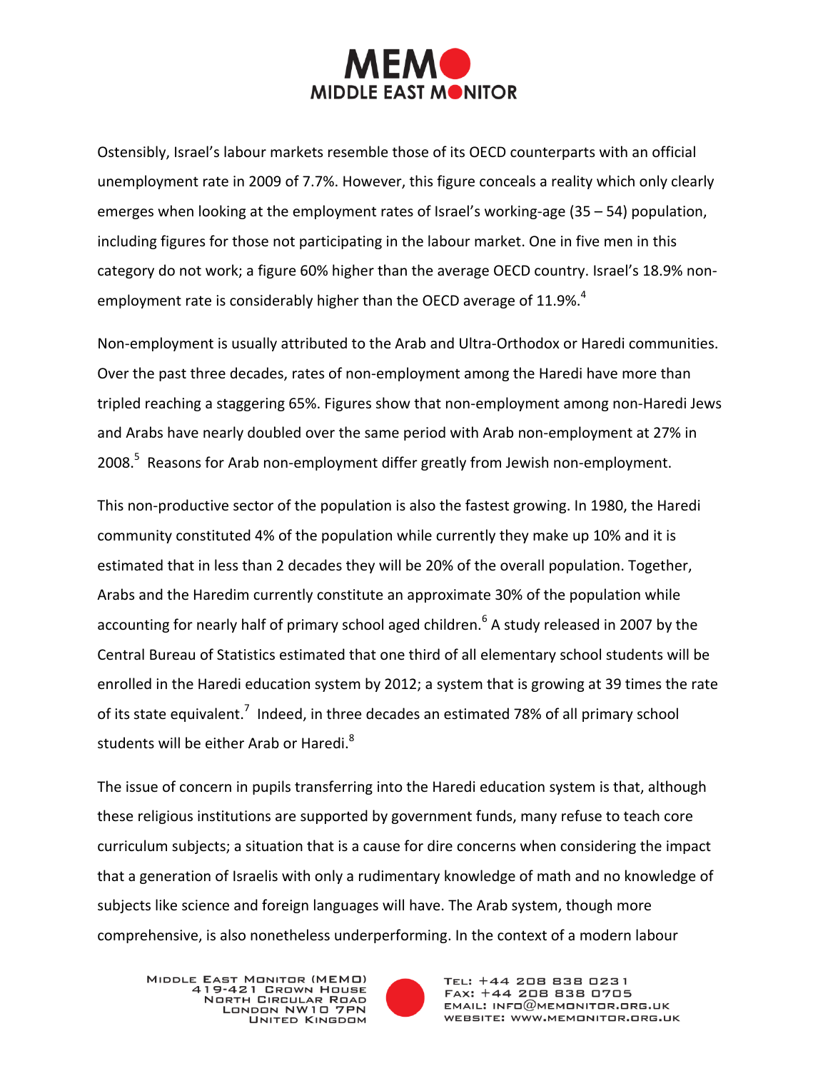Ostensibly, Israel's labour markets resemble those of its OECD counterparts with an official unemployment rate in 2009 of 7.7%. However, this figure conceals a reality which only clearly emerges when looking at the employment rates of Israel's working-age (35 – 54) population, including figures for those not participating in the labour market. One in five men in this category do not work; a figure 60% higher than the average OECD country. Israel's 18.9% non-employment rate is considerably higher than the OECD average of 11.9%.[4]

Non-employment is usually attributed to the Arab and Ultra-Orthodox or Haredi communities. Over the past three decades, rates of non-employment among the Haredi have more than tripled reaching a staggering 65%. Figures show that non-employment among non-Haredi Jews and Arabs have nearly doubled over the same period with Arab non-employment at 27% in 2008.[5] Reasons for Arab non-employment differ greatly from Jewish non-employment.

This non-productive sector of the population is also the fastest growing. In 1980, the Haredi community constituted 4% of the population while currently they make up 10% and it is estimated that in less than 2 decades they will be 20% of the overall population. Together, Arabs and the Haredim currently constitute an approximate 30% of the population while accounting for nearly half of primary school aged children.[6] A study released in 2007 by the Central Bureau of Statistics estimated that one third of all elementary school students will be enrolled in the Haredi education system by 2012; a system that is growing at 39 times the rate of its state equivalent.[7] Indeed, in three decades an estimated 78% of all primary school students will be either Arab or Haredi.[8]

The issue of concern in pupils transferring into the Haredi education system is that, although these religious institutions are supported by government funds, many refuse to teach core curriculum subjects; a situation that is a cause for dire concerns when considering the impact that a generation of Israelis with only a rudimentary knowledge of math and no knowledge of subjects like science and foreign languages will have. The Arab system, though more comprehensive, is also nonetheless underperforming. In the context of a modern labour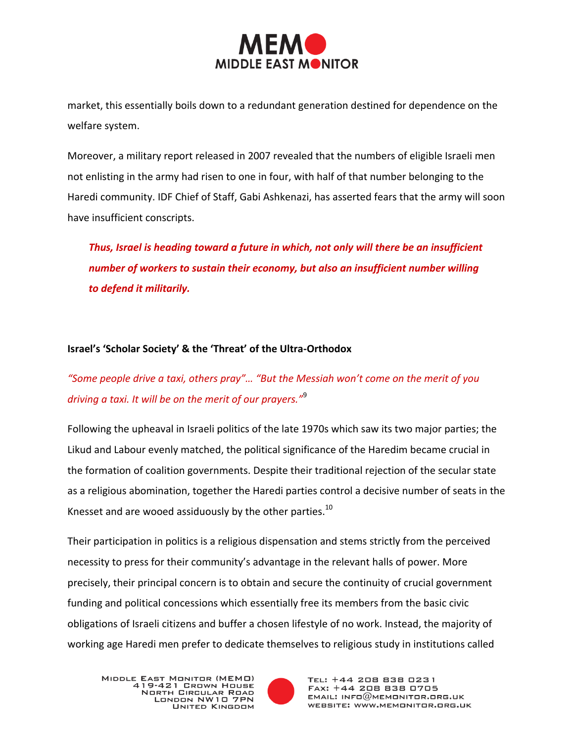market, this essentially boils down to a redundant generation destined for dependence on the welfare system.

Moreover, a military report released in 2007 revealed that the numbers of eligible Israeli men not enlisting in the army had risen to one in four, with half of that number belonging to the Haredi community. IDF Chief of Staff, Gabi Ashkenazi, has asserted fears that the army will soon have insufficient conscripts.

> ***Thus, Israel is heading toward a future in which, not only will there be an insufficient number of workers to sustain their economy, but also an insufficient number willing to defend it militarily.***

**Israel's 'Scholar Society' & the 'Threat' of the Ultra-Orthodox**

*"Some people drive a taxi, others pray"… "But the Messiah won't come on the merit of you driving a taxi. It will be on the merit of our prayers."*[9]

Following the upheaval in Israeli politics of the late 1970s which saw its two major parties; the Likud and Labour evenly matched, the political significance of the Haredim became crucial in the formation of coalition governments. Despite their traditional rejection of the secular state as a religious abomination, together the Haredi parties control a decisive number of seats in the Knesset and are wooed assiduously by the other parties.[10]

Their participation in politics is a religious dispensation and stems strictly from the perceived necessity to press for their community's advantage in the relevant halls of power. More precisely, their principal concern is to obtain and secure the continuity of crucial government funding and political concessions which essentially free its members from the basic civic obligations of Israeli citizens and buffer a chosen lifestyle of no work. Instead, the majority of working age Haredi men prefer to dedicate themselves to religious study in institutions called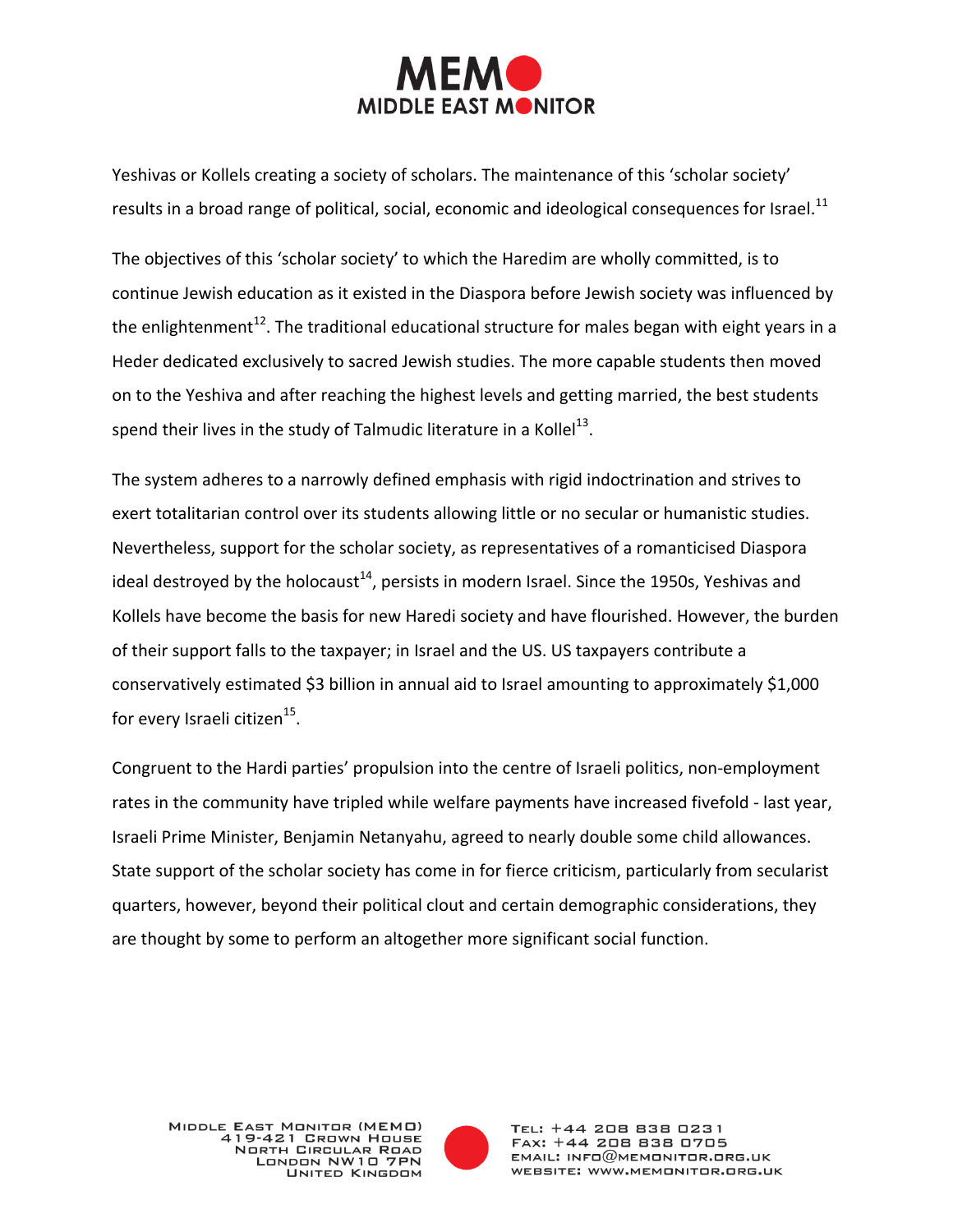Yeshivas or Kollels creating a society of scholars. The maintenance of this 'scholar society' results in a broad range of political, social, economic and ideological consequences for Israel.[11]

The objectives of this 'scholar society' to which the Haredim are wholly committed, is to continue Jewish education as it existed in the Diaspora before Jewish society was influenced by the enlightenment[12]. The traditional educational structure for males began with eight years in a Heder dedicated exclusively to sacred Jewish studies. The more capable students then moved on to the Yeshiva and after reaching the highest levels and getting married, the best students spend their lives in the study of Talmudic literature in a Kollel[13].

The system adheres to a narrowly defined emphasis with rigid indoctrination and strives to exert totalitarian control over its students allowing little or no secular or humanistic studies. Nevertheless, support for the scholar society, as representatives of a romanticised Diaspora ideal destroyed by the holocaust[14], persists in modern Israel. Since the 1950s, Yeshivas and Kollels have become the basis for new Haredi society and have flourished. However, the burden of their support falls to the taxpayer; in Israel and the US. US taxpayers contribute a conservatively estimated $3 billion in annual aid to Israel amounting to approximately $1,000 for every Israeli citizen[15].

Congruent to the Hardi parties' propulsion into the centre of Israeli politics, non-employment rates in the community have tripled while welfare payments have increased fivefold - last year, Israeli Prime Minister, Benjamin Netanyahu, agreed to nearly double some child allowances. State support of the scholar society has come in for fierce criticism, particularly from secularist quarters, however, beyond their political clout and certain demographic considerations, they are thought by some to perform an altogether more significant social function.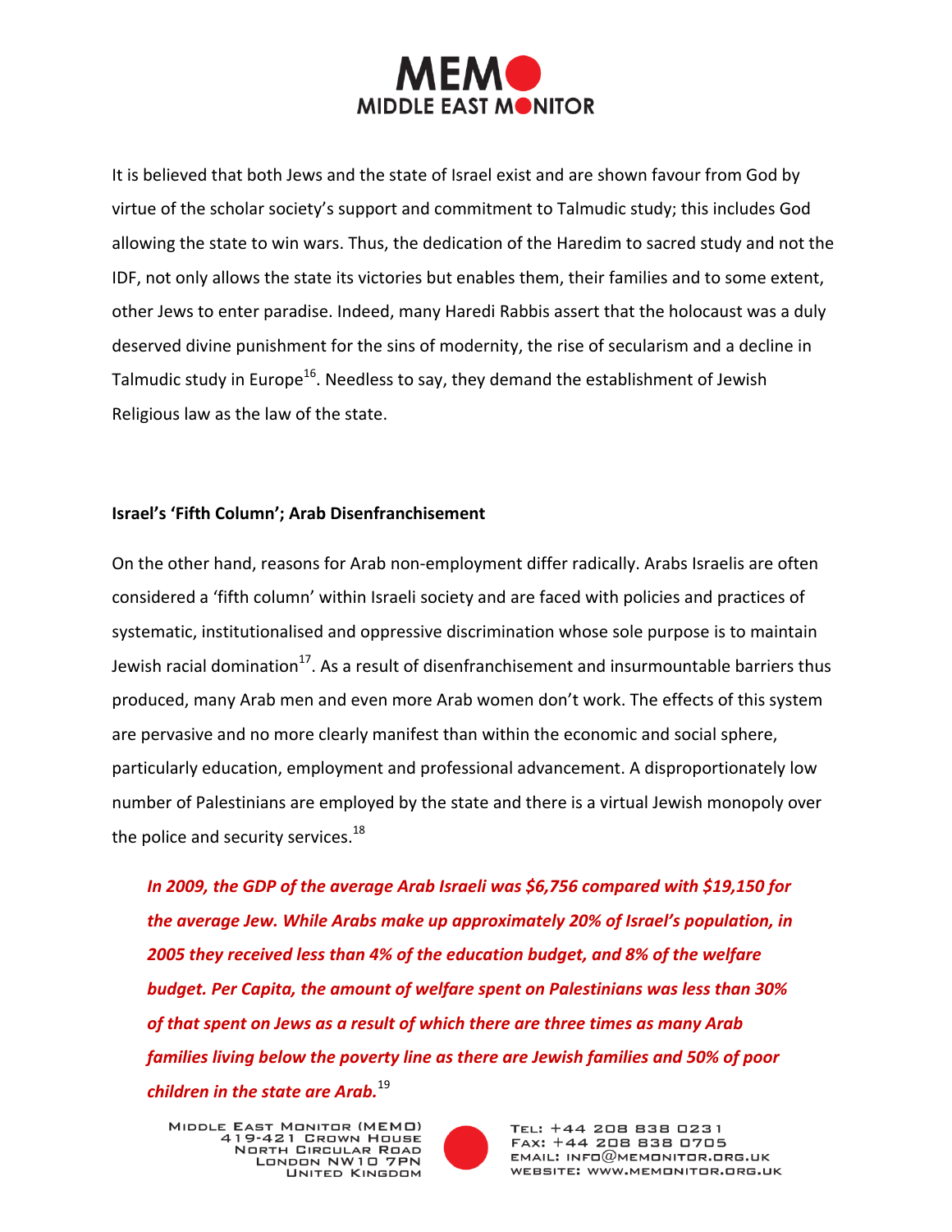It is believed that both Jews and the state of Israel exist and are shown favour from God by virtue of the scholar society's support and commitment to Talmudic study; this includes God allowing the state to win wars. Thus, the dedication of the Haredim to sacred study and not the IDF, not only allows the state its victories but enables them, their families and to some extent, other Jews to enter paradise. Indeed, many Haredi Rabbis assert that the holocaust was a duly deserved divine punishment for the sins of modernity, the rise of secularism and a decline in Talmudic study in Europe[16]. Needless to say, they demand the establishment of Jewish Religious law as the law of the state.

**Israel's 'Fifth Column'; Arab Disenfranchisement**

On the other hand, reasons for Arab non-employment differ radically. Arabs Israelis are often considered a 'fifth column' within Israeli society and are faced with policies and practices of systematic, institutionalised and oppressive discrimination whose sole purpose is to maintain Jewish racial domination[17]. As a result of disenfranchisement and insurmountable barriers thus produced, many Arab men and even more Arab women don't work. The effects of this system are pervasive and no more clearly manifest than within the economic and social sphere, particularly education, employment and professional advancement. A disproportionately low number of Palestinians are employed by the state and there is a virtual Jewish monopoly over the police and security services.[18]

> ***In 2009, the GDP of the average Arab Israeli was $6,756 compared with $19,150 for the average Jew. While Arabs make up approximately 20% of Israel's population, in 2005 they received less than 4% of the education budget, and 8% of the welfare budget. Per Capita, the amount of welfare spent on Palestinians was less than 30% of that spent on Jews as a result of which there are three times as many Arab families living below the poverty line as there are Jewish families and 50% of poor children in the state are Arab.***[19]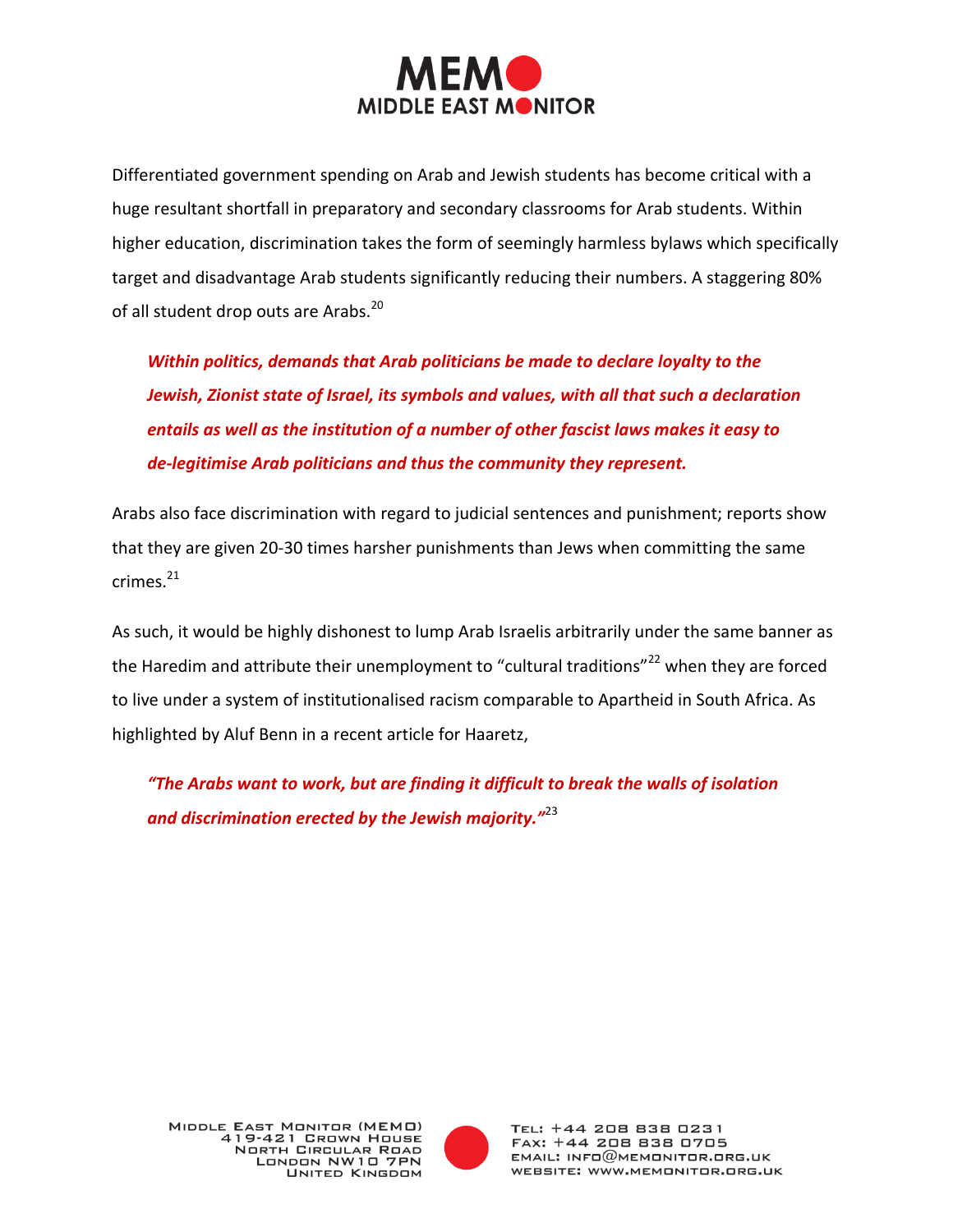Differentiated government spending on Arab and Jewish students has become critical with a huge resultant shortfall in preparatory and secondary classrooms for Arab students. Within higher education, discrimination takes the form of seemingly harmless bylaws which specifically target and disadvantage Arab students significantly reducing their numbers. A staggering 80% of all student drop outs are Arabs.[20]

> ***Within politics, demands that Arab politicians be made to declare loyalty to the Jewish, Zionist state of Israel, its symbols and values, with all that such a declaration entails as well as the institution of a number of other fascist laws makes it easy to de-legitimise Arab politicians and thus the community they represent.***

Arabs also face discrimination with regard to judicial sentences and punishment; reports show that they are given 20-30 times harsher punishments than Jews when committing the same crimes.[21]

As such, it would be highly dishonest to lump Arab Israelis arbitrarily under the same banner as the Haredim and attribute their unemployment to "cultural traditions"[22] when they are forced to live under a system of institutionalised racism comparable to Apartheid in South Africa. As highlighted by Aluf Benn in a recent article for Haaretz,

> ***"The Arabs want to work, but are finding it difficult to break the walls of isolation and discrimination erected by the Jewish majority."***[23]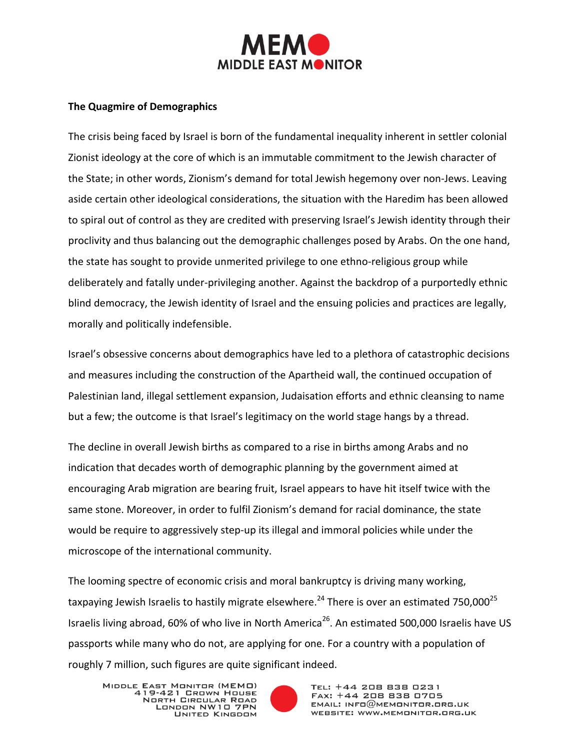**The Quagmire of Demographics**

The crisis being faced by Israel is born of the fundamental inequality inherent in settler colonial Zionist ideology at the core of which is an immutable commitment to the Jewish character of the State; in other words, Zionism's demand for total Jewish hegemony over non-Jews. Leaving aside certain other ideological considerations, the situation with the Haredim has been allowed to spiral out of control as they are credited with preserving Israel's Jewish identity through their proclivity and thus balancing out the demographic challenges posed by Arabs. On the one hand, the state has sought to provide unmerited privilege to one ethno-religious group while deliberately and fatally under-privileging another. Against the backdrop of a purportedly ethnic blind democracy, the Jewish identity of Israel and the ensuing policies and practices are legally, morally and politically indefensible.

Israel's obsessive concerns about demographics have led to a plethora of catastrophic decisions and measures including the construction of the Apartheid wall, the continued occupation of Palestinian land, illegal settlement expansion, Judaisation efforts and ethnic cleansing to name but a few; the outcome is that Israel's legitimacy on the world stage hangs by a thread.

The decline in overall Jewish births as compared to a rise in births among Arabs and no indication that decades worth of demographic planning by the government aimed at encouraging Arab migration are bearing fruit, Israel appears to have hit itself twice with the same stone. Moreover, in order to fulfil Zionism's demand for racial dominance, the state would be require to aggressively step-up its illegal and immoral policies while under the microscope of the international community.

The looming spectre of economic crisis and moral bankruptcy is driving many working, taxpaying Jewish Israelis to hastily migrate elsewhere.[24] There is over an estimated 750,000[25] Israelis living abroad, 60% of who live in North America[26]. An estimated 500,000 Israelis have US passports while many who do not, are applying for one. For a country with a population of roughly 7 million, such figures are quite significant indeed.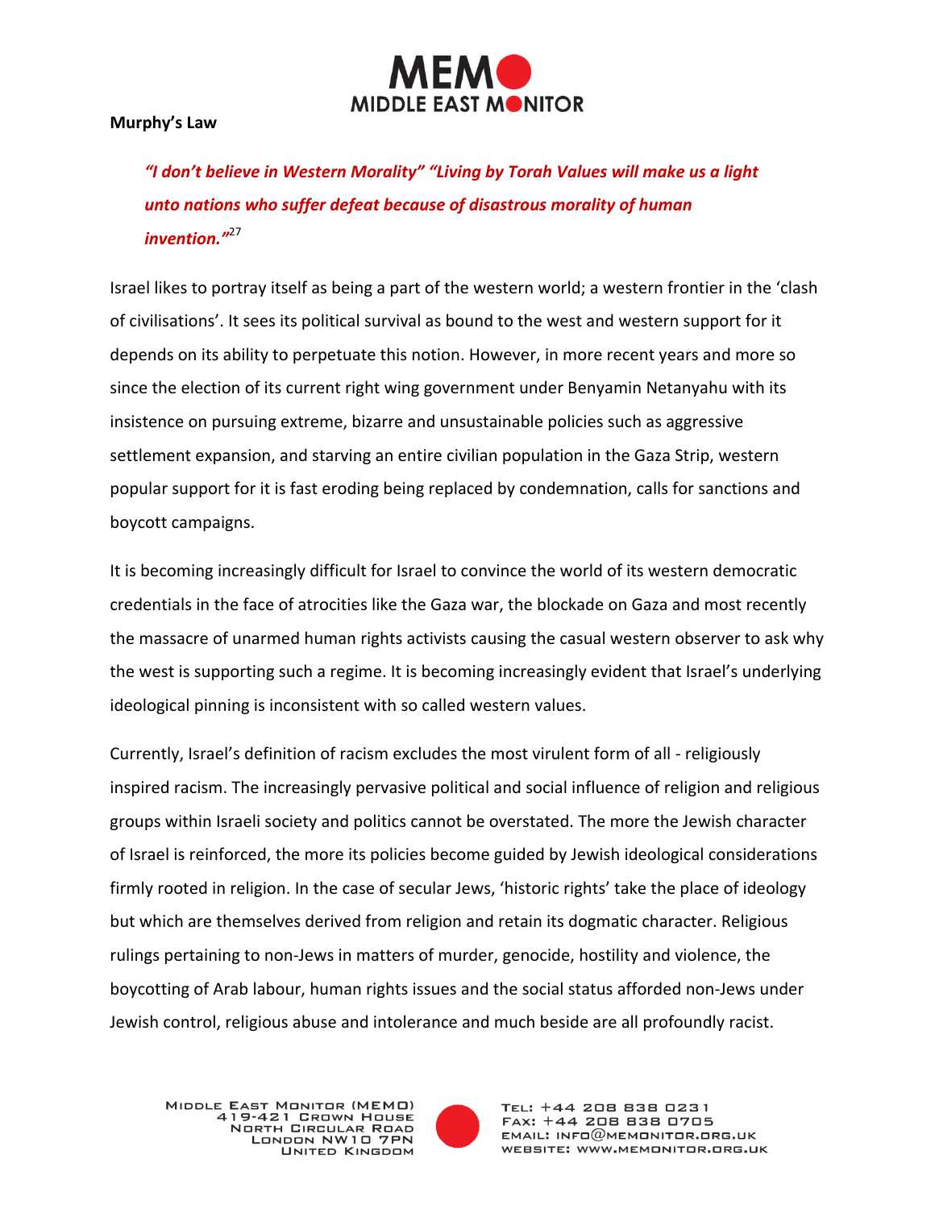**Murphy's Law**

> ***"I don't believe in Western Morality" "Living by Torah Values will make us a light unto nations who suffer defeat because of disastrous morality of human invention."***[27]

Israel likes to portray itself as being a part of the western world; a western frontier in the 'clash of civilisations'. It sees its political survival as bound to the west and western support for it depends on its ability to perpetuate this notion. However, in more recent years and more so since the election of its current right wing government under Benyamin Netanyahu with its insistence on pursuing extreme, bizarre and unsustainable policies such as aggressive settlement expansion, and starving an entire civilian population in the Gaza Strip, western popular support for it is fast eroding being replaced by condemnation, calls for sanctions and boycott campaigns.

It is becoming increasingly difficult for Israel to convince the world of its western democratic credentials in the face of atrocities like the Gaza war, the blockade on Gaza and most recently the massacre of unarmed human rights activists causing the casual western observer to ask why the west is supporting such a regime. It is becoming increasingly evident that Israel's underlying ideological pinning is inconsistent with so called western values.

Currently, Israel's definition of racism excludes the most virulent form of all - religiously inspired racism. The increasingly pervasive political and social influence of religion and religious groups within Israeli society and politics cannot be overstated. The more the Jewish character of Israel is reinforced, the more its policies become guided by Jewish ideological considerations firmly rooted in religion. In the case of secular Jews, 'historic rights' take the place of ideology but which are themselves derived from religion and retain its dogmatic character. Religious rulings pertaining to non-Jews in matters of murder, genocide, hostility and violence, the boycotting of Arab labour, human rights issues and the social status afforded non-Jews under Jewish control, religious abuse and intolerance and much beside are all profoundly racist.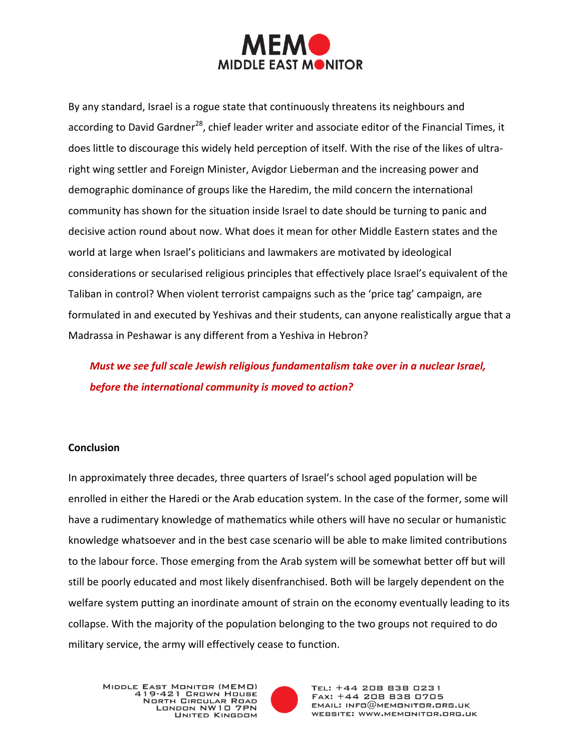By any standard, Israel is a rogue state that continuously threatens its neighbours and according to David Gardner[28], chief leader writer and associate editor of the Financial Times, it does little to discourage this widely held perception of itself. With the rise of the likes of ultra-right wing settler and Foreign Minister, Avigdor Lieberman and the increasing power and demographic dominance of groups like the Haredim, the mild concern the international community has shown for the situation inside Israel to date should be turning to panic and decisive action round about now. What does it mean for other Middle Eastern states and the world at large when Israel's politicians and lawmakers are motivated by ideological considerations or secularised religious principles that effectively place Israel's equivalent of the Taliban in control? When violent terrorist campaigns such as the 'price tag' campaign, are formulated in and executed by Yeshivas and their students, can anyone realistically argue that a Madrassa in Peshawar is any different from a Yeshiva in Hebron?

***Must we see full scale Jewish religious fundamentalism take over in a nuclear Israel, before the international community is moved to action?***

**Conclusion**

In approximately three decades, three quarters of Israel's school aged population will be enrolled in either the Haredi or the Arab education system. In the case of the former, some will have a rudimentary knowledge of mathematics while others will have no secular or humanistic knowledge whatsoever and in the best case scenario will be able to make limited contributions to the labour force. Those emerging from the Arab system will be somewhat better off but will still be poorly educated and most likely disenfranchised. Both will be largely dependent on the welfare system putting an inordinate amount of strain on the economy eventually leading to its collapse. With the majority of the population belonging to the two groups not required to do military service, the army will effectively cease to function.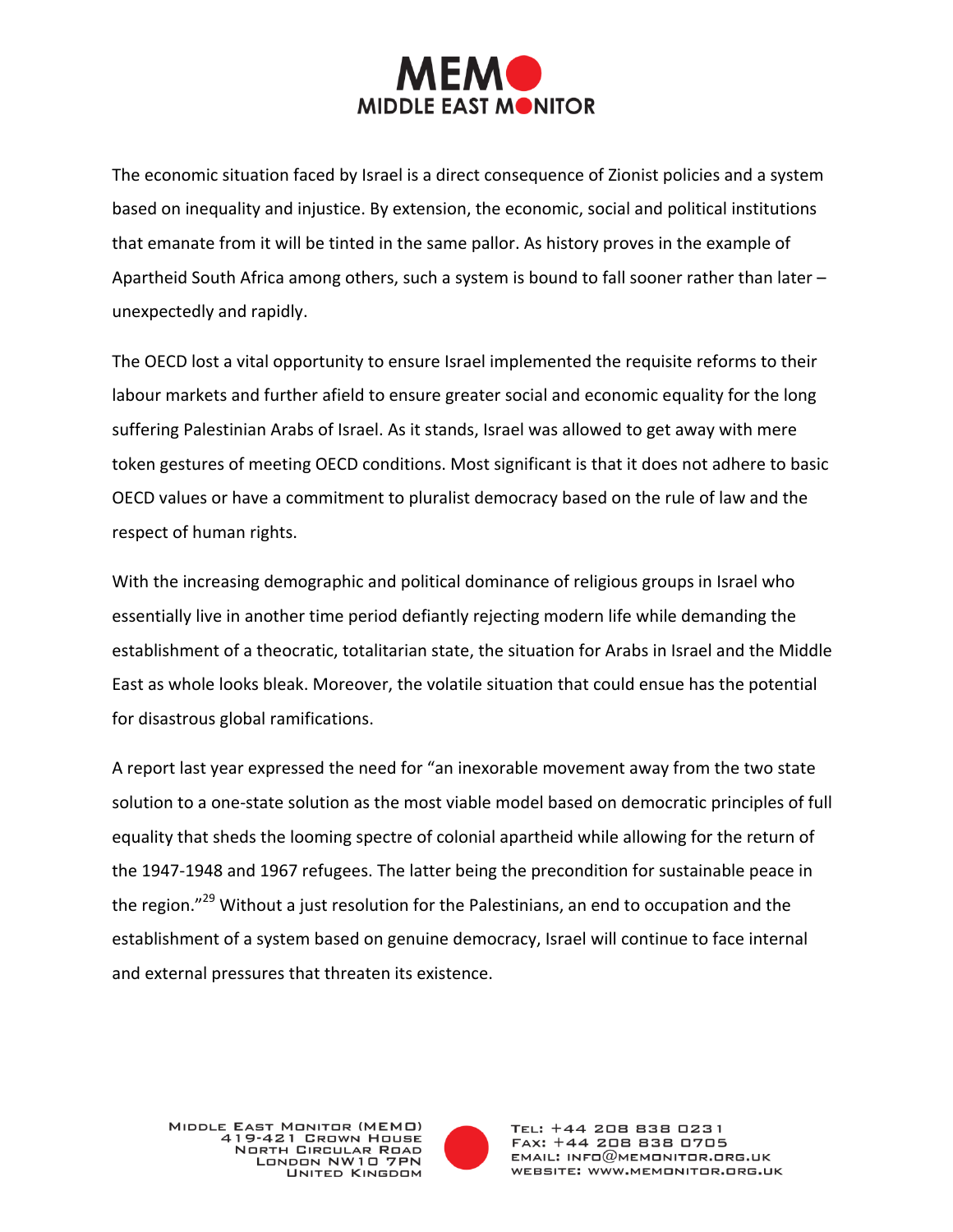The economic situation faced by Israel is a direct consequence of Zionist policies and a system based on inequality and injustice. By extension, the economic, social and political institutions that emanate from it will be tinted in the same pallor. As history proves in the example of Apartheid South Africa among others, such a system is bound to fall sooner rather than later – unexpectedly and rapidly.

The OECD lost a vital opportunity to ensure Israel implemented the requisite reforms to their labour markets and further afield to ensure greater social and economic equality for the long suffering Palestinian Arabs of Israel. As it stands, Israel was allowed to get away with mere token gestures of meeting OECD conditions. Most significant is that it does not adhere to basic OECD values or have a commitment to pluralist democracy based on the rule of law and the respect of human rights.

With the increasing demographic and political dominance of religious groups in Israel who essentially live in another time period defiantly rejecting modern life while demanding the establishment of a theocratic, totalitarian state, the situation for Arabs in Israel and the Middle East as whole looks bleak. Moreover, the volatile situation that could ensue has the potential for disastrous global ramifications.

A report last year expressed the need for "an inexorable movement away from the two state solution to a one-state solution as the most viable model based on democratic principles of full equality that sheds the looming spectre of colonial apartheid while allowing for the return of the 1947-1948 and 1967 refugees. The latter being the precondition for sustainable peace in the region."[29] Without a just resolution for the Palestinians, an end to occupation and the establishment of a system based on genuine democracy, Israel will continue to face internal and external pressures that threaten its existence.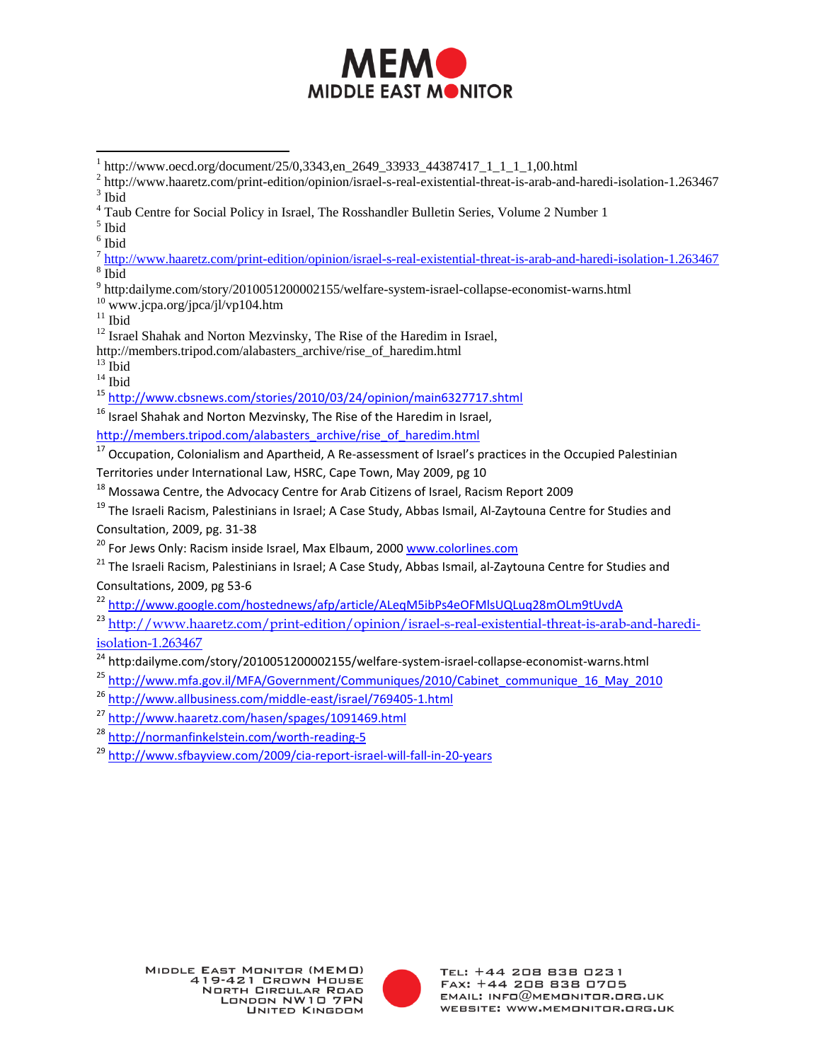[1] http://www.oecd.org/document/25/0,3343,en_2649_33933_44387417_1_1_1_1,00.html

[2] http://www.haaretz.com/print-edition/opinion/israel-s-real-existential-threat-is-arab-and-haredi-isolation-1.263467

[3] Ibid

[4] Taub Centre for Social Policy in Israel, The Rosshandler Bulletin Series, Volume 2 Number 1

[5] Ibid

[6] Ibid

[7] http://www.haaretz.com/print-edition/opinion/israel-s-real-existential-threat-is-arab-and-haredi-isolation-1.263467

[8] Ibid

[9] http:dailyme.com/story/2010051200002155/welfare-system-israel-collapse-economist-warns.html

[10] www.jcpa.org/jpca/jl/vp104.htm

[11] Ibid

[12] Israel Shahak and Norton Mezvinsky, The Rise of the Haredim in Israel, http://members.tripod.com/alabasters_archive/rise_of_haredim.html

[13] Ibid

[14] Ibid

[15] http://www.cbsnews.com/stories/2010/03/24/opinion/main6327717.shtml

[16] Israel Shahak and Norton Mezvinsky, The Rise of the Haredim in Israel, http://members.tripod.com/alabasters_archive/rise_of_haredim.html

[17] Occupation, Colonialism and Apartheid, A Re-assessment of Israel's practices in the Occupied Palestinian Territories under International Law, HSRC, Cape Town, May 2009, pg 10

[18] Mossawa Centre, the Advocacy Centre for Arab Citizens of Israel, Racism Report 2009

[19] The Israeli Racism, Palestinians in Israel; A Case Study, Abbas Ismail, Al-Zaytouna Centre for Studies and Consultation, 2009, pg. 31-38

[20] For Jews Only: Racism inside Israel, Max Elbaum, 2000 www.colorlines.com

[21] The Israeli Racism, Palestinians in Israel; A Case Study, Abbas Ismail, al-Zaytouna Centre for Studies and Consultations, 2009, pg 53-6

[22] http://www.google.com/hostednews/afp/article/ALeqM5ibPs4eOFMlsUQLuq28mOLm9tUvdA

[23] http://www.haaretz.com/print-edition/opinion/israel-s-real-existential-threat-is-arab-and-haredi-isolation-1.263467

[24] http:dailyme.com/story/2010051200002155/welfare-system-israel-collapse-economist-warns.html

[25] http://www.mfa.gov.il/MFA/Government/Communiques/2010/Cabinet_communique_16_May_2010

[26] http://www.allbusiness.com/middle-east/israel/769405-1.html

[27] http://www.haaretz.com/hasen/spages/1091469.html

[28] http://normanfinkelstein.com/worth-reading-5

[29] http://www.sfbayview.com/2009/cia-report-israel-will-fall-in-20-years